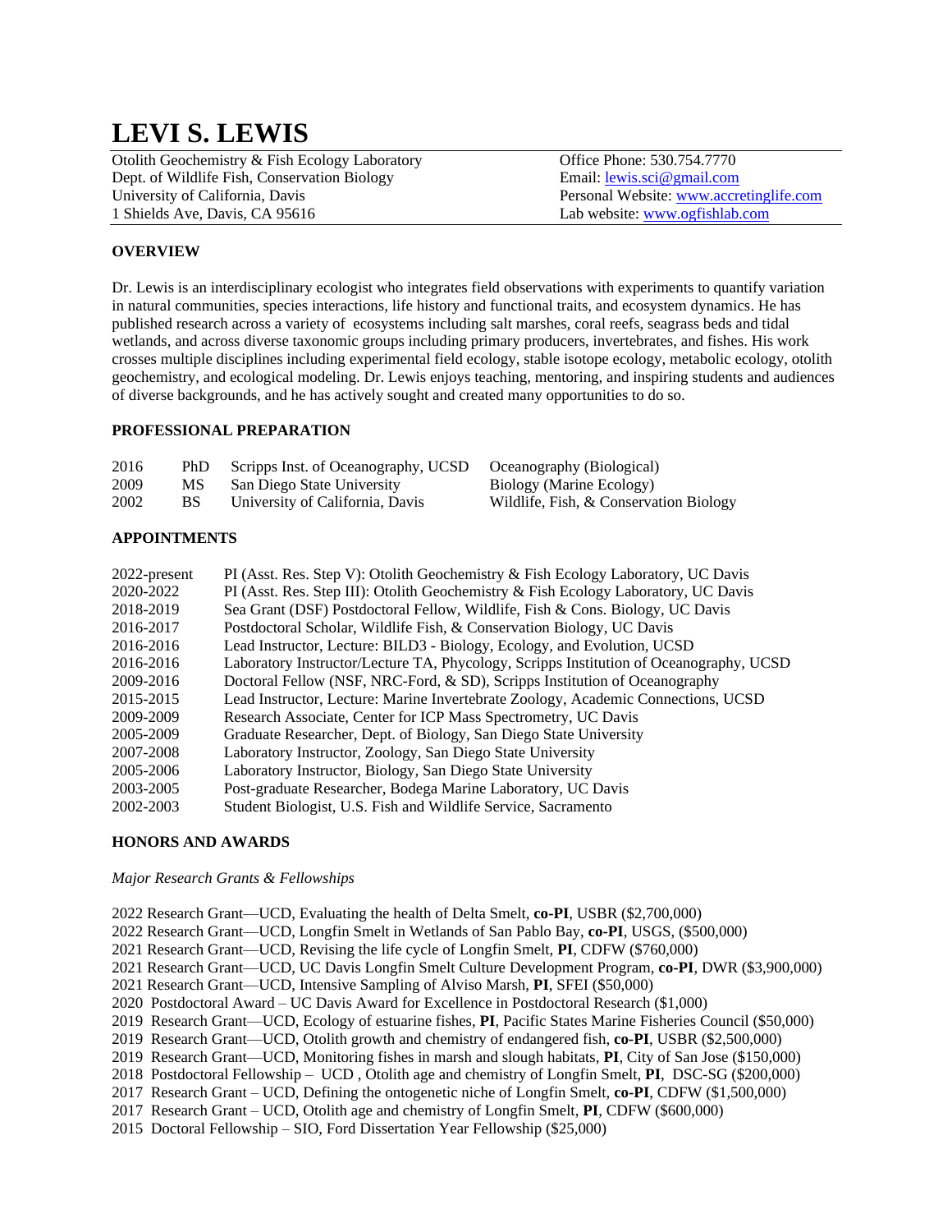# LEVI S. LEWIS

Otolith Geochemistry & Fish Ecology Laboratory
Dept. of Wildlife Fish, Conservation Biology
University of California, Davis
1 Shields Ave, Davis, CA 95616

Office Phone: 530.754.7770
Email: lewis.sci@gmail.com
Personal Website: www.accretinglife.com
Lab website: www.ogfishlab.com

**OVERVIEW**

Dr. Lewis is an interdisciplinary ecologist who integrates field observations with experiments to quantify variation in natural communities, species interactions, life history and functional traits, and ecosystem dynamics. He has published research across a variety of ecosystems including salt marshes, coral reefs, seagrass beds and tidal wetlands, and across diverse taxonomic groups including primary producers, invertebrates, and fishes. His work crosses multiple disciplines including experimental field ecology, stable isotope ecology, metabolic ecology, otolith geochemistry, and ecological modeling. Dr. Lewis enjoys teaching, mentoring, and inspiring students and audiences of diverse backgrounds, and he has actively sought and created many opportunities to do so.

**PROFESSIONAL PREPARATION**

| | | | |
|---|---|---|---|
| 2016 | PhD | Scripps Inst. of Oceanography, UCSD | Oceanography (Biological) |
| 2009 | MS | San Diego State University | Biology (Marine Ecology) |
| 2002 | BS | University of California, Davis | Wildlife, Fish, & Conservation Biology |

**APPOINTMENTS**

| | |
|---|---|
| 2022-present | PI (Asst. Res. Step V): Otolith Geochemistry & Fish Ecology Laboratory, UC Davis |
| 2020-2022 | PI (Asst. Res. Step III): Otolith Geochemistry & Fish Ecology Laboratory, UC Davis |
| 2018-2019 | Sea Grant (DSF) Postdoctoral Fellow, Wildlife, Fish & Cons. Biology, UC Davis |
| 2016-2017 | Postdoctoral Scholar, Wildlife Fish, & Conservation Biology, UC Davis |
| 2016-2016 | Lead Instructor, Lecture: BILD3 - Biology, Ecology, and Evolution, UCSD |
| 2016-2016 | Laboratory Instructor/Lecture TA, Phycology, Scripps Institution of Oceanography, UCSD |
| 2009-2016 | Doctoral Fellow (NSF, NRC-Ford, & SD), Scripps Institution of Oceanography |
| 2015-2015 | Lead Instructor, Lecture: Marine Invertebrate Zoology, Academic Connections, UCSD |
| 2009-2009 | Research Associate, Center for ICP Mass Spectrometry, UC Davis |
| 2005-2009 | Graduate Researcher, Dept. of Biology, San Diego State University |
| 2007-2008 | Laboratory Instructor, Zoology, San Diego State University |
| 2005-2006 | Laboratory Instructor, Biology, San Diego State University |
| 2003-2005 | Post-graduate Researcher, Bodega Marine Laboratory, UC Davis |
| 2002-2003 | Student Biologist, U.S. Fish and Wildlife Service, Sacramento |

**HONORS AND AWARDS**

*Major Research Grants & Fellowships*

2022 Research Grant—UCD, Evaluating the health of Delta Smelt, **co-PI**, USBR ($2,700,000)
2022 Research Grant—UCD, Longfin Smelt in Wetlands of San Pablo Bay, **co-PI**, USGS, ($500,000)
2021 Research Grant—UCD, Revising the life cycle of Longfin Smelt, **PI**, CDFW ($760,000)
2021 Research Grant—UCD, UC Davis Longfin Smelt Culture Development Program, **co-PI**, DWR ($3,900,000)
2021 Research Grant—UCD, Intensive Sampling of Alviso Marsh, **PI**, SFEI ($50,000)
2020 Postdoctoral Award – UC Davis Award for Excellence in Postdoctoral Research ($1,000)
2019 Research Grant—UCD, Ecology of estuarine fishes, **PI**, Pacific States Marine Fisheries Council ($50,000)
2019 Research Grant—UCD, Otolith growth and chemistry of endangered fish, **co-PI**, USBR ($2,500,000)
2019 Research Grant—UCD, Monitoring fishes in marsh and slough habitats, **PI**, City of San Jose ($150,000)
2018 Postdoctoral Fellowship – UCD , Otolith age and chemistry of Longfin Smelt, **PI**, DSC-SG ($200,000)
2017 Research Grant – UCD, Defining the ontogenetic niche of Longfin Smelt, **co-PI**, CDFW ($1,500,000)
2017 Research Grant – UCD, Otolith age and chemistry of Longfin Smelt, **PI**, CDFW ($600,000)
2015 Doctoral Fellowship – SIO, Ford Dissertation Year Fellowship ($25,000)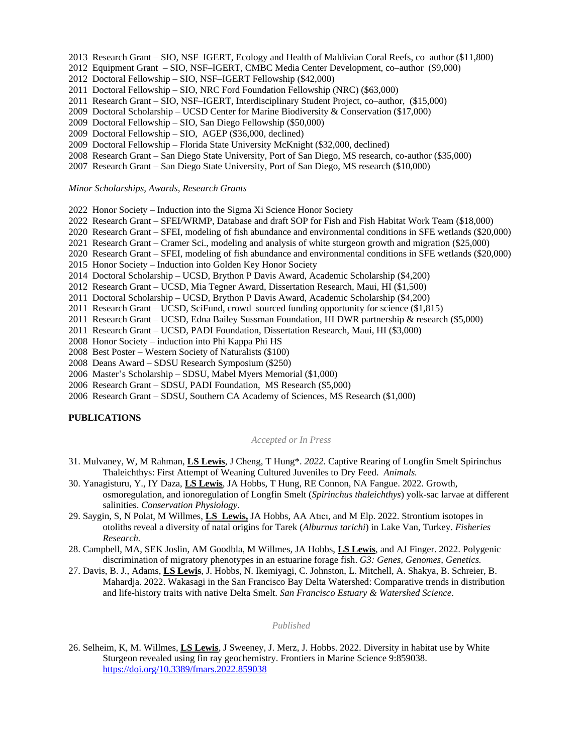2013 Research Grant – SIO, NSF–IGERT, Ecology and Health of Maldivian Coral Reefs, co–author ($11,800)
2012 Equipment Grant – SIO, NSF–IGERT, CMBC Media Center Development, co–author ($9,000)
2012 Doctoral Fellowship – SIO, NSF–IGERT Fellowship ($42,000)
2011 Doctoral Fellowship – SIO, NRC Ford Foundation Fellowship (NRC) ($63,000)
2011 Research Grant – SIO, NSF–IGERT, Interdisciplinary Student Project, co–author, ($15,000)
2009 Doctoral Scholarship – UCSD Center for Marine Biodiversity & Conservation ($17,000)
2009 Doctoral Fellowship – SIO, San Diego Fellowship ($50,000)
2009 Doctoral Fellowship – SIO, AGEP ($36,000, declined)
2009 Doctoral Fellowship – Florida State University McKnight ($32,000, declined)
2008 Research Grant – San Diego State University, Port of San Diego, MS research, co-author ($35,000)
2007 Research Grant – San Diego State University, Port of San Diego, MS research ($10,000)

*Minor Scholarships, Awards, Research Grants*

2022 Honor Society – Induction into the Sigma Xi Science Honor Society
2022 Research Grant – SFEI/WRMP, Database and draft SOP for Fish and Fish Habitat Work Team ($18,000)
2020 Research Grant – SFEI, modeling of fish abundance and environmental conditions in SFE wetlands ($20,000)
2021 Research Grant – Cramer Sci., modeling and analysis of white sturgeon growth and migration ($25,000)
2020 Research Grant – SFEI, modeling of fish abundance and environmental conditions in SFE wetlands ($20,000)
2015 Honor Society – Induction into Golden Key Honor Society
2014 Doctoral Scholarship – UCSD, Brython P Davis Award, Academic Scholarship ($4,200)
2012 Research Grant – UCSD, Mia Tegner Award, Dissertation Research, Maui, HI ($1,500)
2011 Doctoral Scholarship – UCSD, Brython P Davis Award, Academic Scholarship ($4,200)
2011 Research Grant – UCSD, SciFund, crowd–sourced funding opportunity for science ($1,815)
2011 Research Grant – UCSD, Edna Bailey Sussman Foundation, HI DWR partnership & research ($5,000)
2011 Research Grant – UCSD, PADI Foundation, Dissertation Research, Maui, HI ($3,000)
2008 Honor Society – induction into Phi Kappa Phi HS
2008 Best Poster – Western Society of Naturalists ($100)
2008 Deans Award – SDSU Research Symposium ($250)
2006 Master's Scholarship – SDSU, Mabel Myers Memorial ($1,000)
2006 Research Grant – SDSU, PADI Foundation, MS Research ($5,000)
2006 Research Grant – SDSU, Southern CA Academy of Sciences, MS Research ($1,000)

## PUBLICATIONS

*Accepted or In Press*

31. Mulvaney, W, M Rahman, **LS Lewis**, J Cheng, T Hung*. *2022.* Captive Rearing of Longfin Smelt Spirinchus Thaleichthys: First Attempt of Weaning Cultured Juveniles to Dry Feed. *Animals.*
30. Yanagisturu, Y., IY Daza, **LS Lewis**, JA Hobbs, T Hung, RE Connon, NA Fangue. 2022. Growth, osmoregulation, and ionoregulation of Longfin Smelt (*Spirinchus thaleichthys*) yolk-sac larvae at different salinities. *Conservation Physiology.*
29. Saygin, S, N Polat, M Willmes, **LS Lewis,** JA Hobbs, AA Atıcı, and M Elp. 2022. Strontium isotopes in otoliths reveal a diversity of natal origins for Tarek (*Alburnus tarichi*) in Lake Van, Turkey. *Fisheries Research.*
28. Campbell, MA, SEK Joslin, AM Goodbla, M Willmes, JA Hobbs, **LS Lewis**, and AJ Finger. 2022. Polygenic discrimination of migratory phenotypes in an estuarine forage fish. *G3: Genes, Genomes, Genetics.*
27. Davis, B. J., Adams, **LS Lewis**, J. Hobbs, N. Ikemiyagi, C. Johnston, L. Mitchell, A. Shakya, B. Schreier, B. Mahardja. 2022. Wakasagi in the San Francisco Bay Delta Watershed: Comparative trends in distribution and life-history traits with native Delta Smelt. *San Francisco Estuary & Watershed Science*.

*Published*

26. Selheim, K, M. Willmes, **LS Lewis**, J Sweeney, J. Merz, J. Hobbs. 2022. Diversity in habitat use by White Sturgeon revealed using fin ray geochemistry. Frontiers in Marine Science 9:859038. https://doi.org/10.3389/fmars.2022.859038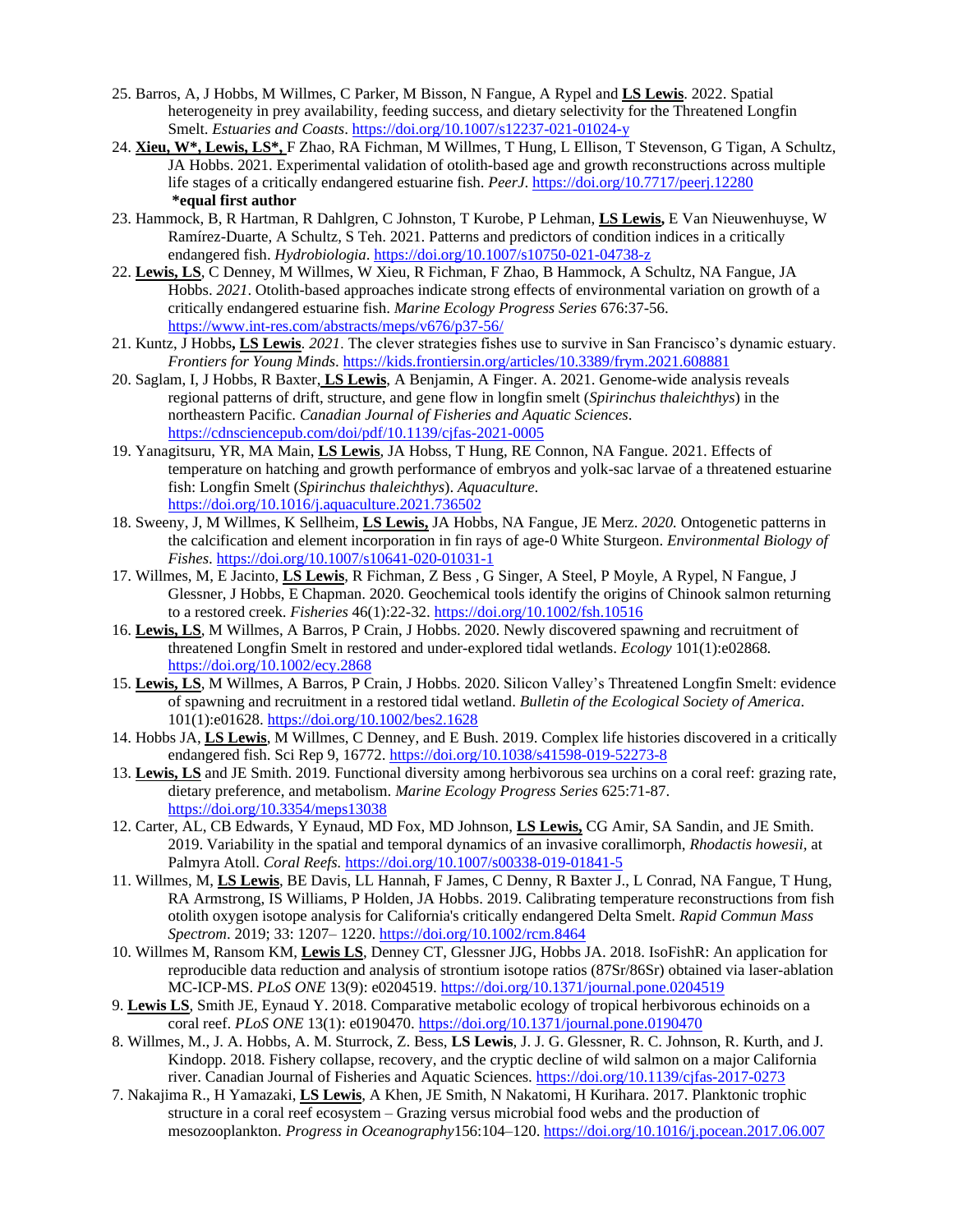25. Barros, A, J Hobbs, M Willmes, C Parker, M Bisson, N Fangue, A Rypel and **LS Lewis**. 2022. Spatial heterogeneity in prey availability, feeding success, and dietary selectivity for the Threatened Longfin Smelt. *Estuaries and Coasts*. https://doi.org/10.1007/s12237-021-01024-y
24. **Xieu, W\*, Lewis, LS\*,** F Zhao, RA Fichman, M Willmes, T Hung, L Ellison, T Stevenson, G Tigan, A Schultz, JA Hobbs. 2021. Experimental validation of otolith-based age and growth reconstructions across multiple life stages of a critically endangered estuarine fish. *PeerJ*. https://doi.org/10.7717/peerj.12280
    **\*equal first author**
23. Hammock, B, R Hartman, R Dahlgren, C Johnston, T Kurobe, P Lehman, **LS Lewis,** E Van Nieuwenhuyse, W Ramírez-Duarte, A Schultz, S Teh. 2021. Patterns and predictors of condition indices in a critically endangered fish. *Hydrobiologia*. https://doi.org/10.1007/s10750-021-04738-z
22. **Lewis, LS**, C Denney, M Willmes, W Xieu, R Fichman, F Zhao, B Hammock, A Schultz, NA Fangue, JA Hobbs. *2021*. Otolith-based approaches indicate strong effects of environmental variation on growth of a critically endangered estuarine fish. *Marine Ecology Progress Series* 676:37-56. https://www.int-res.com/abstracts/meps/v676/p37-56/
21. Kuntz, J Hobbs**, LS Lewis**. *2021*. The clever strategies fishes use to survive in San Francisco's dynamic estuary. *Frontiers for Young Minds*. https://kids.frontiersin.org/articles/10.3389/frym.2021.608881
20. Saglam, I, J Hobbs, R Baxter, **LS Lewis**, A Benjamin, A Finger. A. 2021. Genome-wide analysis reveals regional patterns of drift, structure, and gene flow in longfin smelt (*Spirinchus thaleichthys*) in the northeastern Pacific. *Canadian Journal of Fisheries and Aquatic Sciences*. https://cdnsciencepub.com/doi/pdf/10.1139/cjfas-2021-0005
19. Yanagitsuru, YR, MA Main, **LS Lewis**, JA Hobss, T Hung, RE Connon, NA Fangue. 2021. Effects of temperature on hatching and growth performance of embryos and yolk-sac larvae of a threatened estuarine fish: Longfin Smelt (*Spirinchus thaleichthys*). *Aquaculture*. https://doi.org/10.1016/j.aquaculture.2021.736502
18. Sweeny, J, M Willmes, K Sellheim, **LS Lewis,** JA Hobbs, NA Fangue, JE Merz. *2020.* Ontogenetic patterns in the calcification and element incorporation in fin rays of age-0 White Sturgeon. *Environmental Biology of Fishes*. https://doi.org/10.1007/s10641-020-01031-1
17. Willmes, M, E Jacinto, **LS Lewis**, R Fichman, Z Bess , G Singer, A Steel, P Moyle, A Rypel, N Fangue, J Glessner, J Hobbs, E Chapman. 2020. Geochemical tools identify the origins of Chinook salmon returning to a restored creek. *Fisheries* 46(1):22-32. https://doi.org/10.1002/fsh.10516
16. **Lewis, LS**, M Willmes, A Barros, P Crain, J Hobbs. 2020. Newly discovered spawning and recruitment of threatened Longfin Smelt in restored and under-explored tidal wetlands. *Ecology* 101(1):e02868*.* https://doi.org/10.1002/ecy.2868
15. **Lewis, LS**, M Willmes, A Barros, P Crain, J Hobbs. 2020. Silicon Valley's Threatened Longfin Smelt: evidence of spawning and recruitment in a restored tidal wetland. *Bulletin of the Ecological Society of America*. 101(1):e01628. https://doi.org/10.1002/bes2.1628
14. Hobbs JA, **LS Lewis**, M Willmes, C Denney, and E Bush. 2019. Complex life histories discovered in a critically endangered fish. Sci Rep 9, 16772. https://doi.org/10.1038/s41598-019-52273-8
13. **Lewis, LS** and JE Smith. 2019. Functional diversity among herbivorous sea urchins on a coral reef: grazing rate, dietary preference, and metabolism. *Marine Ecology Progress Series* 625:71-87. https://doi.org/10.3354/meps13038
12. Carter, AL, CB Edwards, Y Eynaud, MD Fox, MD Johnson, **LS Lewis,** CG Amir, SA Sandin, and JE Smith. 2019. Variability in the spatial and temporal dynamics of an invasive corallimorph, *Rhodactis howesii*, at Palmyra Atoll. *Coral Reefs.* https://doi.org/10.1007/s00338-019-01841-5
11. Willmes, M, **LS Lewis**, BE Davis, LL Hannah, F James, C Denny, R Baxter J., L Conrad, NA Fangue, T Hung, RA Armstrong, IS Williams, P Holden, JA Hobbs. 2019. Calibrating temperature reconstructions from fish otolith oxygen isotope analysis for California's critically endangered Delta Smelt. *Rapid Commun Mass Spectrom*. 2019; 33: 1207– 1220. https://doi.org/10.1002/rcm.8464
10. Willmes M, Ransom KM, **Lewis LS**, Denney CT, Glessner JJG, Hobbs JA. 2018. IsoFishR: An application for reproducible data reduction and analysis of strontium isotope ratios (87Sr/86Sr) obtained via laser-ablation MC-ICP-MS. *PLoS ONE* 13(9): e0204519. https://doi.org/10.1371/journal.pone.0204519
9. **Lewis LS**, Smith JE, Eynaud Y. 2018. Comparative metabolic ecology of tropical herbivorous echinoids on a coral reef. *PLoS ONE* 13(1): e0190470. https://doi.org/10.1371/journal.pone.0190470
8. Willmes, M., J. A. Hobbs, A. M. Sturrock, Z. Bess, **LS Lewis**, J. J. G. Glessner, R. C. Johnson, R. Kurth, and J. Kindopp. 2018. Fishery collapse, recovery, and the cryptic decline of wild salmon on a major California river. Canadian Journal of Fisheries and Aquatic Sciences. https://doi.org/10.1139/cjfas-2017-0273
7. Nakajima R., H Yamazaki, **LS Lewis**, A Khen, JE Smith, N Nakatomi, H Kurihara. 2017. Planktonic trophic structure in a coral reef ecosystem – Grazing versus microbial food webs and the production of mesozooplankton. *Progress in Oceanography*156:104–120. https://doi.org/10.1016/j.pocean.2017.06.007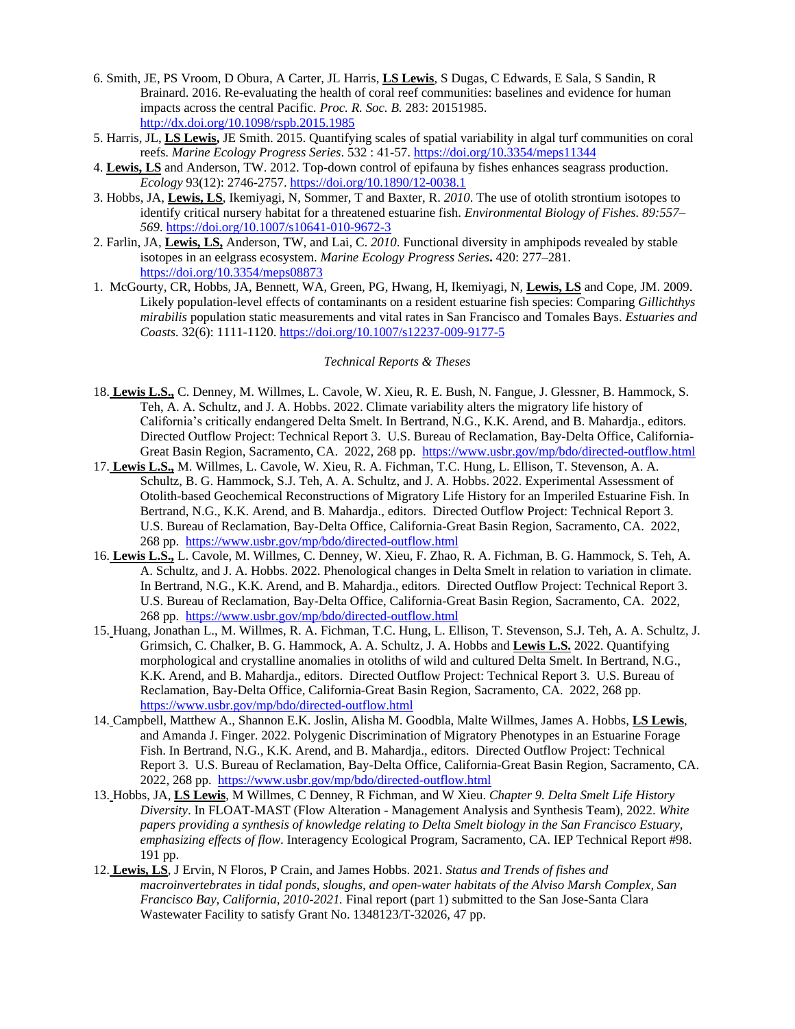6. Smith, JE, PS Vroom, D Obura, A Carter, JL Harris, **LS Lewis**, S Dugas, C Edwards, E Sala, S Sandin, R Brainard. 2016. Re-evaluating the health of coral reef communities: baselines and evidence for human impacts across the central Pacific. *Proc. R. Soc. B.* 283: 20151985. http://dx.doi.org/10.1098/rspb.2015.1985

5. Harris, JL, **LS Lewis,** JE Smith. 2015. Quantifying scales of spatial variability in algal turf communities on coral reefs. *Marine Ecology Progress Series*. 532 : 41-57. https://doi.org/10.3354/meps11344

4. **Lewis, LS** and Anderson, TW. 2012. Top-down control of epifauna by fishes enhances seagrass production. *Ecology* 93(12): 2746-2757. https://doi.org/10.1890/12-0038.1

3. Hobbs, JA, **Lewis, LS**, Ikemiyagi, N, Sommer, T and Baxter, R. *2010*. The use of otolith strontium isotopes to identify critical nursery habitat for a threatened estuarine fish. *Environmental Biology of Fishes. 89:557–569*. https://doi.org/10.1007/s10641-010-9672-3

2. Farlin, JA, **Lewis, LS,** Anderson, TW, and Lai, C. *2010*. Functional diversity in amphipods revealed by stable isotopes in an eelgrass ecosystem. *Marine Ecology Progress Series***.** 420: 277–281. https://doi.org/10.3354/meps08873

1. McGourty, CR, Hobbs, JA, Bennett, WA, Green, PG, Hwang, H, Ikemiyagi, N, **Lewis, LS** and Cope, JM. 2009. Likely population-level effects of contaminants on a resident estuarine fish species: Comparing *Gillichthys mirabilis* population static measurements and vital rates in San Francisco and Tomales Bays. *Estuaries and Coasts.* 32(6): 1111-1120. https://doi.org/10.1007/s12237-009-9177-5

*Technical Reports & Theses*

18. **Lewis L.S.,** C. Denney, M. Willmes, L. Cavole, W. Xieu, R. E. Bush, N. Fangue, J. Glessner, B. Hammock, S. Teh, A. A. Schultz, and J. A. Hobbs. 2022. Climate variability alters the migratory life history of California's critically endangered Delta Smelt. In Bertrand, N.G., K.K. Arend, and B. Mahardja., editors. Directed Outflow Project: Technical Report 3. U.S. Bureau of Reclamation, Bay-Delta Office, California-Great Basin Region, Sacramento, CA. 2022, 268 pp. https://www.usbr.gov/mp/bdo/directed-outflow.html

17. **Lewis L.S.,** M. Willmes, L. Cavole, W. Xieu, R. A. Fichman, T.C. Hung, L. Ellison, T. Stevenson, A. A. Schultz, B. G. Hammock, S.J. Teh, A. A. Schultz, and J. A. Hobbs. 2022. Experimental Assessment of Otolith-based Geochemical Reconstructions of Migratory Life History for an Imperiled Estuarine Fish. In Bertrand, N.G., K.K. Arend, and B. Mahardja., editors. Directed Outflow Project: Technical Report 3. U.S. Bureau of Reclamation, Bay-Delta Office, California-Great Basin Region, Sacramento, CA. 2022, 268 pp. https://www.usbr.gov/mp/bdo/directed-outflow.html

16. **Lewis L.S.,** L. Cavole, M. Willmes, C. Denney, W. Xieu, F. Zhao, R. A. Fichman, B. G. Hammock, S. Teh, A. A. Schultz, and J. A. Hobbs. 2022. Phenological changes in Delta Smelt in relation to variation in climate. In Bertrand, N.G., K.K. Arend, and B. Mahardja., editors. Directed Outflow Project: Technical Report 3. U.S. Bureau of Reclamation, Bay-Delta Office, California-Great Basin Region, Sacramento, CA. 2022, 268 pp. https://www.usbr.gov/mp/bdo/directed-outflow.html

15. Huang, Jonathan L., M. Willmes, R. A. Fichman, T.C. Hung, L. Ellison, T. Stevenson, S.J. Teh, A. A. Schultz, J. Grimsich, C. Chalker, B. G. Hammock, A. A. Schultz, J. A. Hobbs and **Lewis L.S.** 2022. Quantifying morphological and crystalline anomalies in otoliths of wild and cultured Delta Smelt. In Bertrand, N.G., K.K. Arend, and B. Mahardja., editors. Directed Outflow Project: Technical Report 3. U.S. Bureau of Reclamation, Bay-Delta Office, California-Great Basin Region, Sacramento, CA. 2022, 268 pp. https://www.usbr.gov/mp/bdo/directed-outflow.html

14. Campbell, Matthew A., Shannon E.K. Joslin, Alisha M. Goodbla, Malte Willmes, James A. Hobbs, **LS Lewis**, and Amanda J. Finger. 2022. Polygenic Discrimination of Migratory Phenotypes in an Estuarine Forage Fish. In Bertrand, N.G., K.K. Arend, and B. Mahardja., editors. Directed Outflow Project: Technical Report 3. U.S. Bureau of Reclamation, Bay-Delta Office, California-Great Basin Region, Sacramento, CA. 2022, 268 pp. https://www.usbr.gov/mp/bdo/directed-outflow.html

13. Hobbs, JA, **LS Lewis**, M Willmes, C Denney, R Fichman, and W Xieu. *Chapter 9. Delta Smelt Life History Diversity*. In FLOAT-MAST (Flow Alteration - Management Analysis and Synthesis Team), 2022. *White papers providing a synthesis of knowledge relating to Delta Smelt biology in the San Francisco Estuary, emphasizing effects of flow*. Interagency Ecological Program, Sacramento, CA. IEP Technical Report #98. 191 pp.

12. **Lewis, LS**, J Ervin, N Floros, P Crain, and James Hobbs. 2021. *Status and Trends of fishes and macroinvertebrates in tidal ponds, sloughs, and open-water habitats of the Alviso Marsh Complex, San Francisco Bay, California, 2010-2021.* Final report (part 1) submitted to the San Jose-Santa Clara Wastewater Facility to satisfy Grant No. 1348123/T-32026, 47 pp.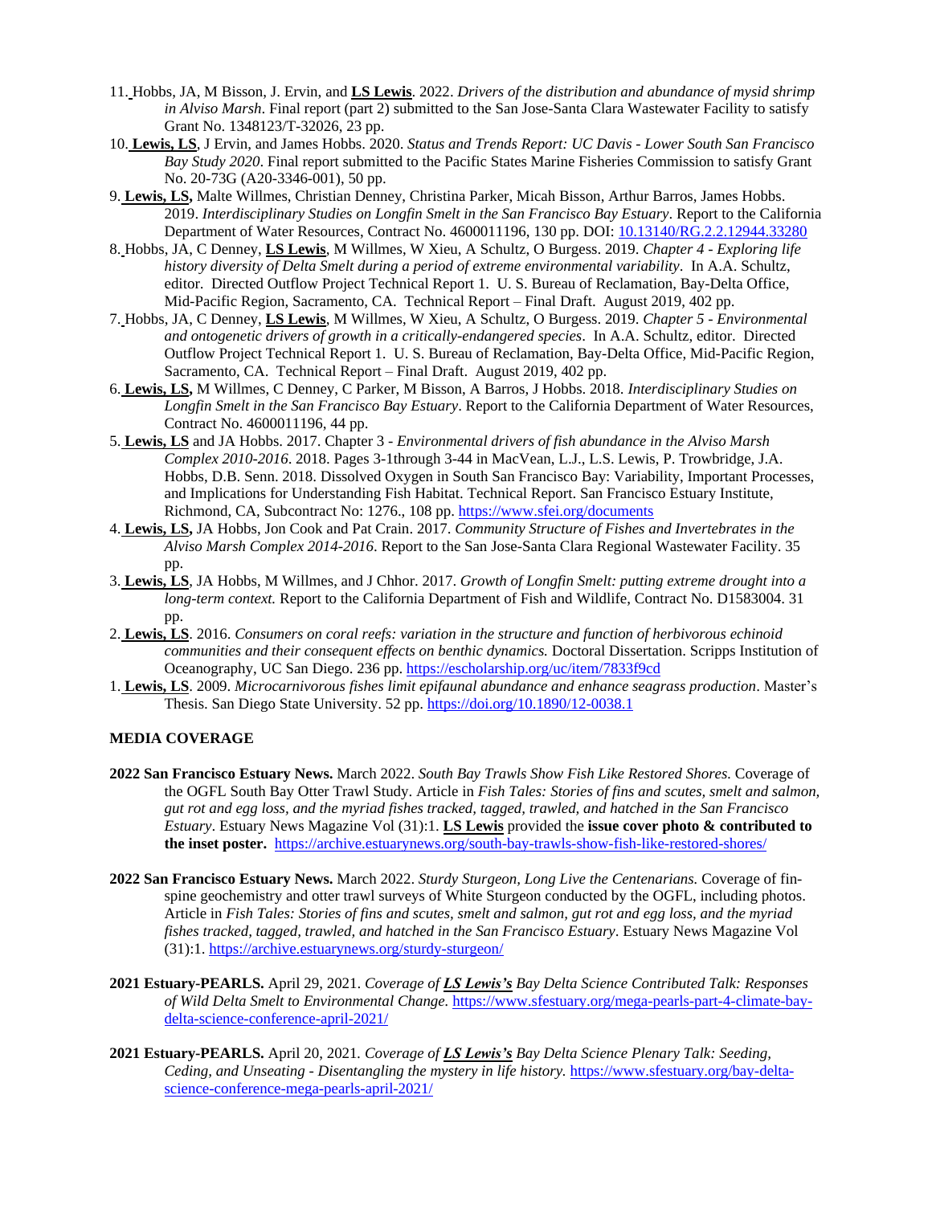11. Hobbs, JA, M Bisson, J. Ervin, and **LS Lewis**. 2022. *Drivers of the distribution and abundance of mysid shrimp in Alviso Marsh*. Final report (part 2) submitted to the San Jose-Santa Clara Wastewater Facility to satisfy Grant No. 1348123/T-32026, 23 pp.

10. **Lewis, LS**, J Ervin, and James Hobbs. 2020. *Status and Trends Report: UC Davis - Lower South San Francisco Bay Study 2020*. Final report submitted to the Pacific States Marine Fisheries Commission to satisfy Grant No. 20-73G (A20-3346-001), 50 pp.

9. **Lewis, LS,** Malte Willmes, Christian Denney, Christina Parker, Micah Bisson, Arthur Barros, James Hobbs. 2019. *Interdisciplinary Studies on Longfin Smelt in the San Francisco Bay Estuary*. Report to the California Department of Water Resources, Contract No. 4600011196, 130 pp. DOI: 10.13140/RG.2.2.12944.33280

8. Hobbs, JA, C Denney, **LS Lewis**, M Willmes, W Xieu, A Schultz, O Burgess. 2019. *Chapter 4 - Exploring life history diversity of Delta Smelt during a period of extreme environmental variability*. In A.A. Schultz, editor. Directed Outflow Project Technical Report 1. U. S. Bureau of Reclamation, Bay-Delta Office, Mid-Pacific Region, Sacramento, CA. Technical Report – Final Draft. August 2019, 402 pp.

7. Hobbs, JA, C Denney, **LS Lewis**, M Willmes, W Xieu, A Schultz, O Burgess. 2019. *Chapter 5 - Environmental and ontogenetic drivers of growth in a critically-endangered species*. In A.A. Schultz, editor. Directed Outflow Project Technical Report 1. U. S. Bureau of Reclamation, Bay-Delta Office, Mid-Pacific Region, Sacramento, CA. Technical Report – Final Draft. August 2019, 402 pp.

6. **Lewis, LS,** M Willmes, C Denney, C Parker, M Bisson, A Barros, J Hobbs. 2018. *Interdisciplinary Studies on Longfin Smelt in the San Francisco Bay Estuary*. Report to the California Department of Water Resources, Contract No. 4600011196, 44 pp.

5. **Lewis, LS** and JA Hobbs. 2017. Chapter 3 - *Environmental drivers of fish abundance in the Alviso Marsh Complex 2010-2016*. 2018. Pages 3-1through 3-44 in MacVean, L.J., L.S. Lewis, P. Trowbridge, J.A. Hobbs, D.B. Senn. 2018. Dissolved Oxygen in South San Francisco Bay: Variability, Important Processes, and Implications for Understanding Fish Habitat. Technical Report. San Francisco Estuary Institute, Richmond, CA, Subcontract No: 1276., 108 pp. https://www.sfei.org/documents

4. **Lewis, LS,** JA Hobbs, Jon Cook and Pat Crain. 2017. *Community Structure of Fishes and Invertebrates in the Alviso Marsh Complex 2014-2016*. Report to the San Jose-Santa Clara Regional Wastewater Facility. 35 pp.

3. **Lewis, LS**, JA Hobbs, M Willmes, and J Chhor. 2017. *Growth of Longfin Smelt: putting extreme drought into a long-term context.* Report to the California Department of Fish and Wildlife, Contract No. D1583004. 31 pp.

2. **Lewis, LS**. 2016. *Consumers on coral reefs: variation in the structure and function of herbivorous echinoid communities and their consequent effects on benthic dynamics.* Doctoral Dissertation. Scripps Institution of Oceanography, UC San Diego. 236 pp. https://escholarship.org/uc/item/7833f9cd

1. **Lewis, LS**. 2009. *Microcarnivorous fishes limit epifaunal abundance and enhance seagrass production*. Master's Thesis. San Diego State University. 52 pp. https://doi.org/10.1890/12-0038.1

## MEDIA COVERAGE

**2022 San Francisco Estuary News.** March 2022. *South Bay Trawls Show Fish Like Restored Shores.* Coverage of the OGFL South Bay Otter Trawl Study. Article in *Fish Tales: Stories of fins and scutes, smelt and salmon, gut rot and egg loss, and the myriad fishes tracked, tagged, trawled, and hatched in the San Francisco Estuary*. Estuary News Magazine Vol (31):1. **LS Lewis** provided the **issue cover photo & contributed to the inset poster.** https://archive.estuarynews.org/south-bay-trawls-show-fish-like-restored-shores/

**2022 San Francisco Estuary News.** March 2022. *Sturdy Sturgeon, Long Live the Centenarians.* Coverage of fin-spine geochemistry and otter trawl surveys of White Sturgeon conducted by the OGFL, including photos. Article in *Fish Tales: Stories of fins and scutes, smelt and salmon, gut rot and egg loss, and the myriad fishes tracked, tagged, trawled, and hatched in the San Francisco Estuary*. Estuary News Magazine Vol (31):1. https://archive.estuarynews.org/sturdy-sturgeon/

**2021 Estuary-PEARLS.** April 29, 2021. *Coverage of* ***LS Lewis's*** *Bay Delta Science Contributed Talk: Responses of Wild Delta Smelt to Environmental Change.* https://www.sfestuary.org/mega-pearls-part-4-climate-bay-delta-science-conference-april-2021/

**2021 Estuary-PEARLS.** April 20, 2021. *Coverage of* ***LS Lewis's*** *Bay Delta Science Plenary Talk: Seeding, Ceding, and Unseating - Disentangling the mystery in life history.* https://www.sfestuary.org/bay-delta-science-conference-mega-pearls-april-2021/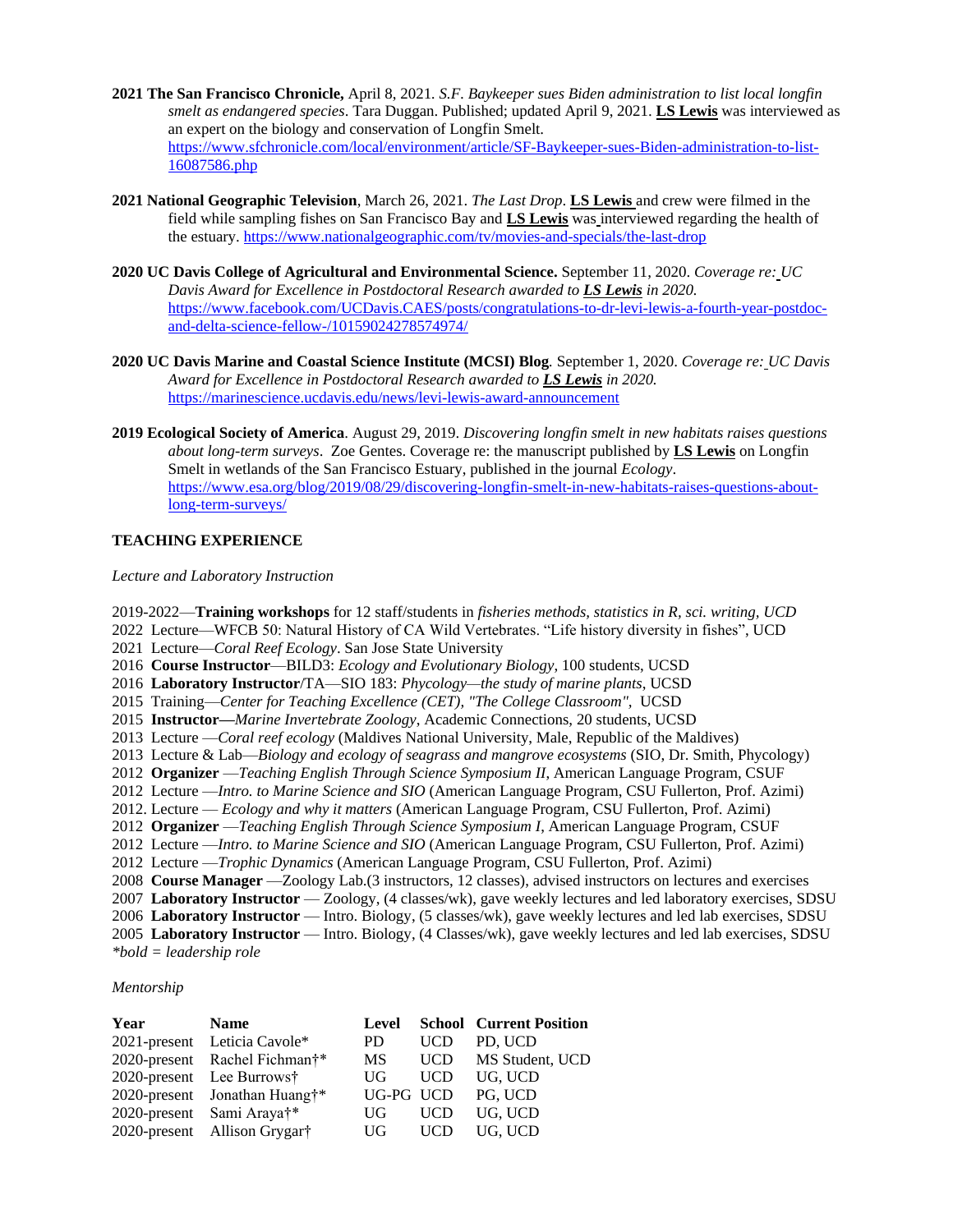**2021 The San Francisco Chronicle,** April 8, 2021. *S.F. Baykeeper sues Biden administration to list local longfin smelt as endangered species*. Tara Duggan. Published; updated April 9, 2021. **LS Lewis** was interviewed as an expert on the biology and conservation of Longfin Smelt. https://www.sfchronicle.com/local/environment/article/SF-Baykeeper-sues-Biden-administration-to-list-16087586.php

**2021 National Geographic Television**, March 26, 2021. *The Last Drop*. **LS Lewis** and crew were filmed in the field while sampling fishes on San Francisco Bay and **LS Lewis** was interviewed regarding the health of the estuary. https://www.nationalgeographic.com/tv/movies-and-specials/the-last-drop

**2020 UC Davis College of Agricultural and Environmental Science.** September 11, 2020. *Coverage re: UC Davis Award for Excellence in Postdoctoral Research awarded to **LS Lewis** in 2020.* https://www.facebook.com/UCDavis.CAES/posts/congratulations-to-dr-levi-lewis-a-fourth-year-postdoc-and-delta-science-fellow-/10159024278574974/

**2020 UC Davis Marine and Coastal Science Institute (MCSI) Blog**. September 1, 2020. *Coverage re: UC Davis Award for Excellence in Postdoctoral Research awarded to **LS Lewis** in 2020.* https://marinescience.ucdavis.edu/news/levi-lewis-award-announcement

**2019 Ecological Society of America**. August 29, 2019. *Discovering longfin smelt in new habitats raises questions about long-term surveys*. Zoe Gentes. Coverage re: the manuscript published by **LS Lewis** on Longfin Smelt in wetlands of the San Francisco Estuary, published in the journal *Ecology*. https://www.esa.org/blog/2019/08/29/discovering-longfin-smelt-in-new-habitats-raises-questions-about-long-term-surveys/

## TEACHING EXPERIENCE

*Lecture and Laboratory Instruction*

2019-2022—**Training workshops** for 12 staff/students in *fisheries methods, statistics in R, sci. writing, UCD*
2022 Lecture—WFCB 50: Natural History of CA Wild Vertebrates. "Life history diversity in fishes", UCD
2021 Lecture—*Coral Reef Ecology*. San Jose State University
2016 **Course Instructor**—BILD3: *Ecology and Evolutionary Biology*, 100 students, UCSD
2016 **Laboratory Instructor**/TA—SIO 183: *Phycology—the study of marine plants*, UCSD
2015 Training—*Center for Teaching Excellence (CET), "The College Classroom"*, UCSD
2015 **Instructor—***Marine Invertebrate Zoology*, Academic Connections, 20 students, UCSD
2013 Lecture —*Coral reef ecology* (Maldives National University, Male, Republic of the Maldives)
2013 Lecture & Lab—*Biology and ecology of seagrass and mangrove ecosystems* (SIO, Dr. Smith, Phycology)
2012 **Organizer** —*Teaching English Through Science Symposium II*, American Language Program, CSUF
2012 Lecture —*Intro. to Marine Science and SIO* (American Language Program, CSU Fullerton, Prof. Azimi)
2012. Lecture — *Ecology and why it matters* (American Language Program, CSU Fullerton, Prof. Azimi)
2012 **Organizer** —*Teaching English Through Science Symposium I*, American Language Program, CSUF
2012 Lecture —*Intro. to Marine Science and SIO* (American Language Program, CSU Fullerton, Prof. Azimi)
2012 Lecture —*Trophic Dynamics* (American Language Program, CSU Fullerton, Prof. Azimi)
2008 **Course Manager** —Zoology Lab.(3 instructors, 12 classes), advised instructors on lectures and exercises
2007 **Laboratory Instructor** — Zoology, (4 classes/wk), gave weekly lectures and led laboratory exercises, SDSU
2006 **Laboratory Instructor** — Intro. Biology, (5 classes/wk), gave weekly lectures and led lab exercises, SDSU
2005 **Laboratory Instructor** — Intro. Biology, (4 Classes/wk), gave weekly lectures and led lab exercises, SDSU
*\*bold = leadership role*

*Mentorship*

| Year | Name | Level | School | Current Position |
|---|---|---|---|---|
| 2021-present | Leticia Cavole* | PD | UCD | PD, UCD |
| 2020-present | Rachel Fichman†* | MS | UCD | MS Student, UCD |
| 2020-present | Lee Burrows† | UG | UCD | UG, UCD |
| 2020-present | Jonathan Huang†* | UG-PG | UCD | PG, UCD |
| 2020-present | Sami Araya†* | UG | UCD | UG, UCD |
| 2020-present | Allison Grygar† | UG | UCD | UG, UCD |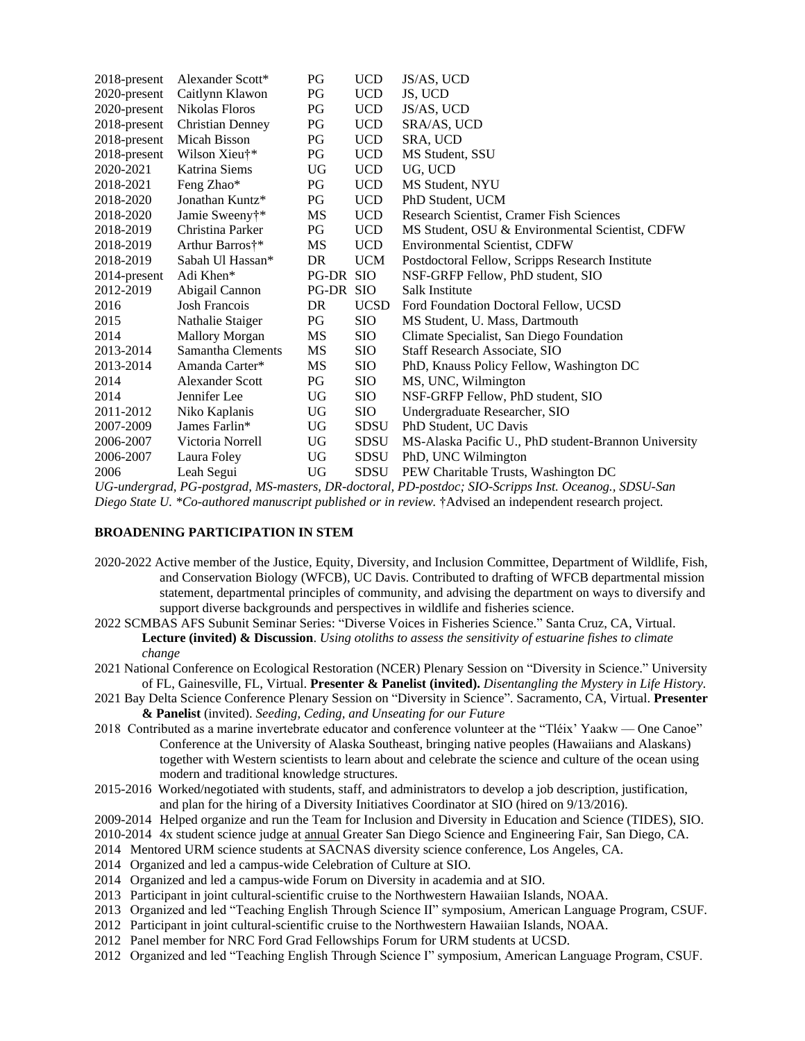| | | | | |
|---|---|---|---|---|
| 2018-present | Alexander Scott* | PG | UCD | JS/AS, UCD |
| 2020-present | Caitlynn Klawon | PG | UCD | JS, UCD |
| 2020-present | Nikolas Floros | PG | UCD | JS/AS, UCD |
| 2018-present | Christian Denney | PG | UCD | SRA/AS, UCD |
| 2018-present | Micah Bisson | PG | UCD | SRA, UCD |
| 2018-present | Wilson Xieu†* | PG | UCD | MS Student, SSU |
| 2020-2021 | Katrina Siems | UG | UCD | UG, UCD |
| 2018-2021 | Feng Zhao* | PG | UCD | MS Student, NYU |
| 2018-2020 | Jonathan Kuntz* | PG | UCD | PhD Student, UCM |
| 2018-2020 | Jamie Sweeny†* | MS | UCD | Research Scientist, Cramer Fish Sciences |
| 2018-2019 | Christina Parker | PG | UCD | MS Student, OSU & Environmental Scientist, CDFW |
| 2018-2019 | Arthur Barros†* | MS | UCD | Environmental Scientist, CDFW |
| 2018-2019 | Sabah Ul Hassan* | DR | UCM | Postdoctoral Fellow, Scripps Research Institute |
| 2014-present | Adi Khen* | PG-DR | SIO | NSF-GRFP Fellow, PhD student, SIO |
| 2012-2019 | Abigail Cannon | PG-DR | SIO | Salk Institute |
| 2016 | Josh Francois | DR | UCSD | Ford Foundation Doctoral Fellow, UCSD |
| 2015 | Nathalie Staiger | PG | SIO | MS Student, U. Mass, Dartmouth |
| 2014 | Mallory Morgan | MS | SIO | Climate Specialist, San Diego Foundation |
| 2013-2014 | Samantha Clements | MS | SIO | Staff Research Associate, SIO |
| 2013-2014 | Amanda Carter* | MS | SIO | PhD, Knauss Policy Fellow, Washington DC |
| 2014 | Alexander Scott | PG | SIO | MS, UNC, Wilmington |
| 2014 | Jennifer Lee | UG | SIO | NSF-GRFP Fellow, PhD student, SIO |
| 2011-2012 | Niko Kaplanis | UG | SIO | Undergraduate Researcher, SIO |
| 2007-2009 | James Farlin* | UG | SDSU | PhD Student, UC Davis |
| 2006-2007 | Victoria Norrell | UG | SDSU | MS-Alaska Pacific U., PhD student-Brannon University |
| 2006-2007 | Laura Foley | UG | SDSU | PhD, UNC Wilmington |
| 2006 | Leah Segui | UG | SDSU | PEW Charitable Trusts, Washington DC |

*UG-undergrad, PG-postgrad, MS-masters, DR-doctoral, PD-postdoc; SIO-Scripps Inst. Oceanog., SDSU-San Diego State U. *Co-authored manuscript published or in review.* †Advised an independent research project.

**BROADENING PARTICIPATION IN STEM**

2020-2022 Active member of the Justice, Equity, Diversity, and Inclusion Committee, Department of Wildlife, Fish, and Conservation Biology (WFCB), UC Davis. Contributed to drafting of WFCB departmental mission statement, departmental principles of community, and advising the department on ways to diversify and support diverse backgrounds and perspectives in wildlife and fisheries science.

2022 SCMBAS AFS Subunit Seminar Series: "Diverse Voices in Fisheries Science." Santa Cruz, CA, Virtual. **Lecture (invited) & Discussion**. *Using otoliths to assess the sensitivity of estuarine fishes to climate change*

2021 National Conference on Ecological Restoration (NCER) Plenary Session on "Diversity in Science." University of FL, Gainesville, FL, Virtual. **Presenter & Panelist (invited).** *Disentangling the Mystery in Life History.*

2021 Bay Delta Science Conference Plenary Session on "Diversity in Science". Sacramento, CA, Virtual. **Presenter & Panelist** (invited). *Seeding, Ceding, and Unseating for our Future*

2018 Contributed as a marine invertebrate educator and conference volunteer at the "Tléix' Yaakw — One Canoe" Conference at the University of Alaska Southeast, bringing native peoples (Hawaiians and Alaskans) together with Western scientists to learn about and celebrate the science and culture of the ocean using modern and traditional knowledge structures.

2015-2016 Worked/negotiated with students, staff, and administrators to develop a job description, justification, and plan for the hiring of a Diversity Initiatives Coordinator at SIO (hired on 9/13/2016).

2009-2014 Helped organize and run the Team for Inclusion and Diversity in Education and Science (TIDES), SIO.

2010-2014 4x student science judge at annual Greater San Diego Science and Engineering Fair, San Diego, CA.

2014 Mentored URM science students at SACNAS diversity science conference, Los Angeles, CA.

2014 Organized and led a campus-wide Celebration of Culture at SIO.

2014 Organized and led a campus-wide Forum on Diversity in academia and at SIO.

2013 Participant in joint cultural-scientific cruise to the Northwestern Hawaiian Islands, NOAA.

2013 Organized and led "Teaching English Through Science II" symposium, American Language Program, CSUF.

2012 Participant in joint cultural-scientific cruise to the Northwestern Hawaiian Islands, NOAA.

2012 Panel member for NRC Ford Grad Fellowships Forum for URM students at UCSD.

2012 Organized and led "Teaching English Through Science I" symposium, American Language Program, CSUF.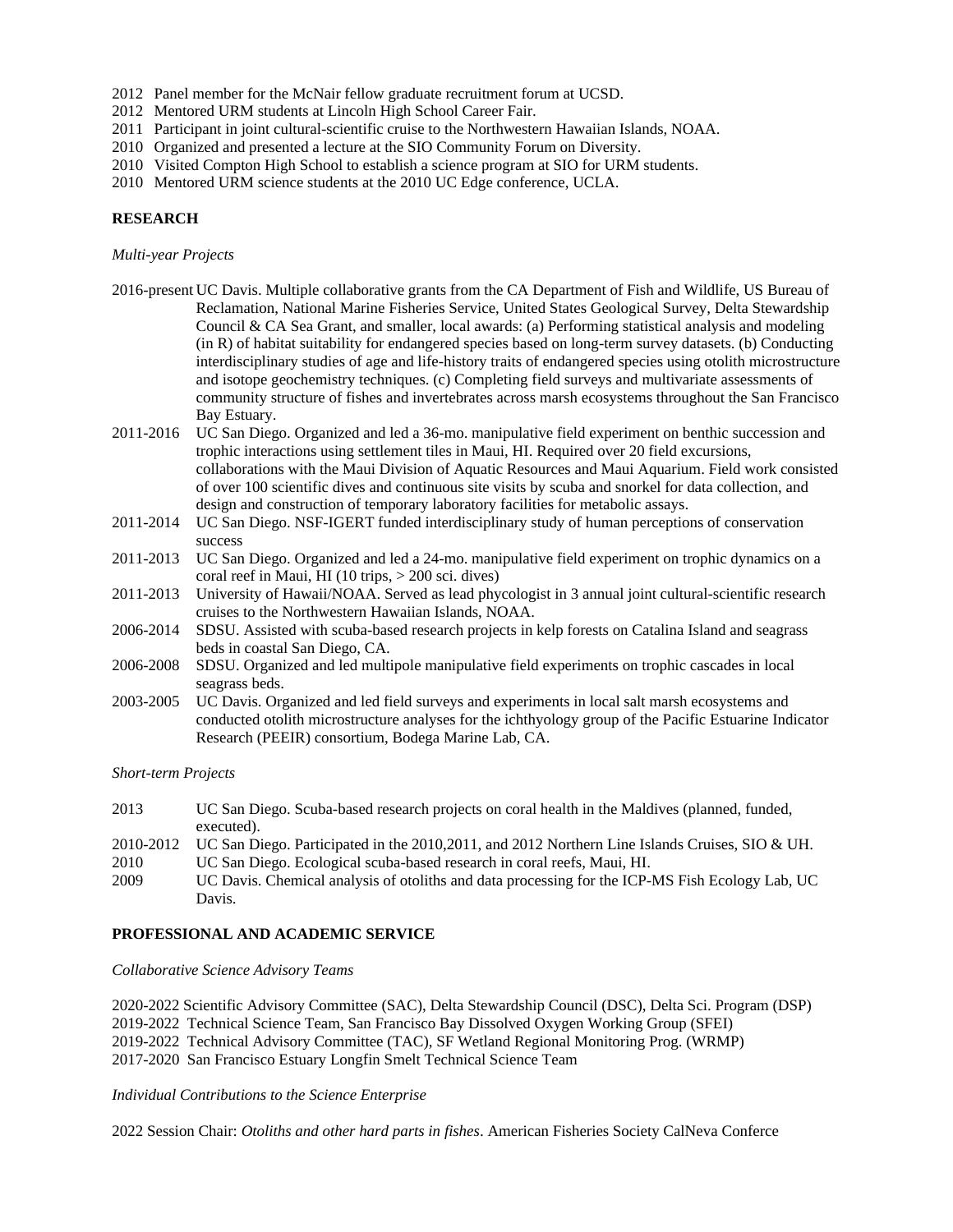2012 Panel member for the McNair fellow graduate recruitment forum at UCSD.
2012 Mentored URM students at Lincoln High School Career Fair.
2011 Participant in joint cultural-scientific cruise to the Northwestern Hawaiian Islands, NOAA.
2010 Organized and presented a lecture at the SIO Community Forum on Diversity.
2010 Visited Compton High School to establish a science program at SIO for URM students.
2010 Mentored URM science students at the 2010 UC Edge conference, UCLA.

**RESEARCH**

*Multi-year Projects*

2016-present UC Davis. Multiple collaborative grants from the CA Department of Fish and Wildlife, US Bureau of Reclamation, National Marine Fisheries Service, United States Geological Survey, Delta Stewardship Council & CA Sea Grant, and smaller, local awards: (a) Performing statistical analysis and modeling (in R) of habitat suitability for endangered species based on long-term survey datasets. (b) Conducting interdisciplinary studies of age and life-history traits of endangered species using otolith microstructure and isotope geochemistry techniques. (c) Completing field surveys and multivariate assessments of community structure of fishes and invertebrates across marsh ecosystems throughout the San Francisco Bay Estuary.

2011-2016 UC San Diego. Organized and led a 36-mo. manipulative field experiment on benthic succession and trophic interactions using settlement tiles in Maui, HI. Required over 20 field excursions, collaborations with the Maui Division of Aquatic Resources and Maui Aquarium. Field work consisted of over 100 scientific dives and continuous site visits by scuba and snorkel for data collection, and design and construction of temporary laboratory facilities for metabolic assays.

2011-2014 UC San Diego. NSF-IGERT funded interdisciplinary study of human perceptions of conservation success

2011-2013 UC San Diego. Organized and led a 24-mo. manipulative field experiment on trophic dynamics on a coral reef in Maui, HI (10 trips, > 200 sci. dives)

2011-2013 University of Hawaii/NOAA. Served as lead phycologist in 3 annual joint cultural-scientific research cruises to the Northwestern Hawaiian Islands, NOAA.

2006-2014 SDSU. Assisted with scuba-based research projects in kelp forests on Catalina Island and seagrass beds in coastal San Diego, CA.

2006-2008 SDSU. Organized and led multipole manipulative field experiments on trophic cascades in local seagrass beds.

2003-2005 UC Davis. Organized and led field surveys and experiments in local salt marsh ecosystems and conducted otolith microstructure analyses for the ichthyology group of the Pacific Estuarine Indicator Research (PEEIR) consortium, Bodega Marine Lab, CA.

*Short-term Projects*

2013 UC San Diego. Scuba-based research projects on coral health in the Maldives (planned, funded, executed).

2010-2012 UC San Diego. Participated in the 2010,2011, and 2012 Northern Line Islands Cruises, SIO & UH.

2010 UC San Diego. Ecological scuba-based research in coral reefs, Maui, HI.

2009 UC Davis. Chemical analysis of otoliths and data processing for the ICP-MS Fish Ecology Lab, UC Davis.

**PROFESSIONAL AND ACADEMIC SERVICE**

*Collaborative Science Advisory Teams*

2020-2022 Scientific Advisory Committee (SAC), Delta Stewardship Council (DSC), Delta Sci. Program (DSP)
2019-2022 Technical Science Team, San Francisco Bay Dissolved Oxygen Working Group (SFEI)
2019-2022 Technical Advisory Committee (TAC), SF Wetland Regional Monitoring Prog. (WRMP)
2017-2020 San Francisco Estuary Longfin Smelt Technical Science Team

*Individual Contributions to the Science Enterprise*

2022 Session Chair: *Otoliths and other hard parts in fishes*. American Fisheries Society CalNeva Conferce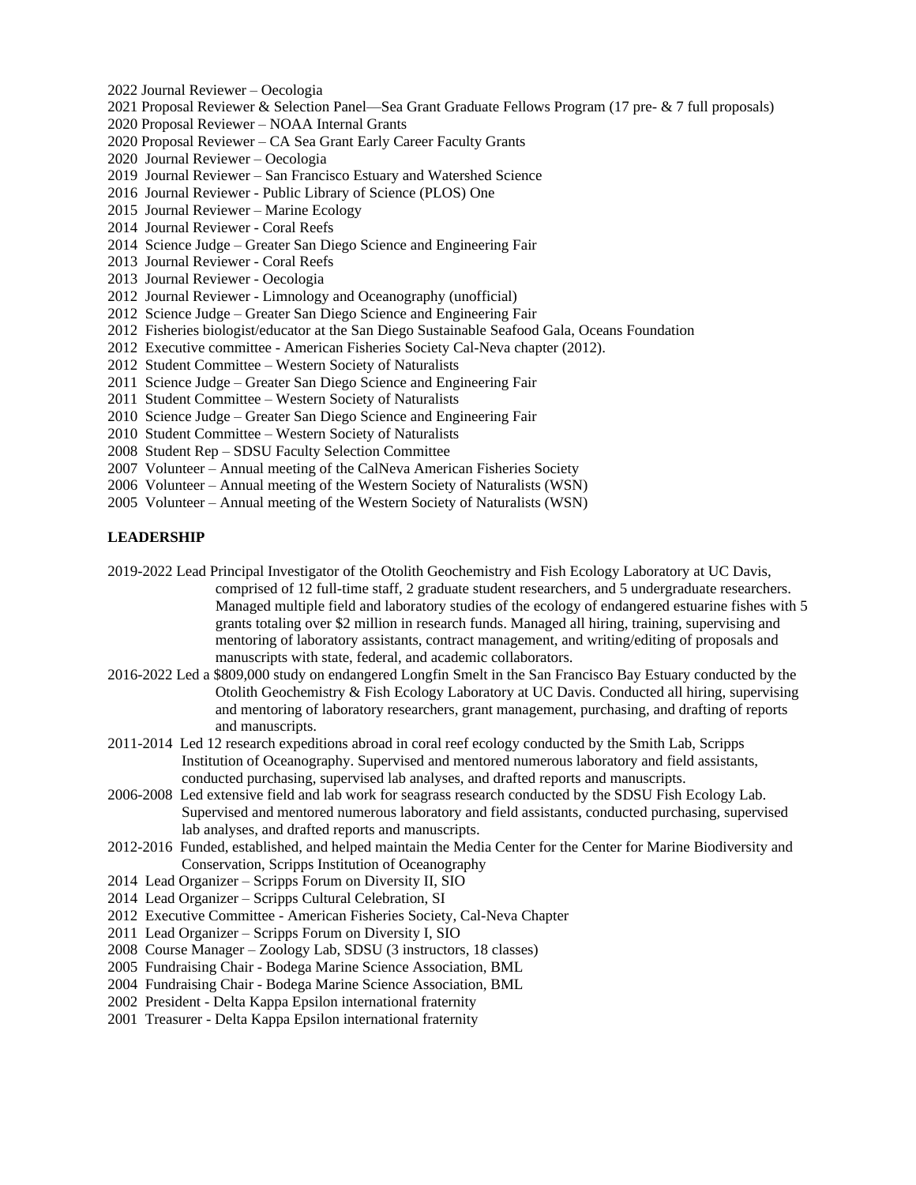2022 Journal Reviewer – Oecologia
2021 Proposal Reviewer & Selection Panel—Sea Grant Graduate Fellows Program (17 pre- & 7 full proposals)
2020 Proposal Reviewer – NOAA Internal Grants
2020 Proposal Reviewer – CA Sea Grant Early Career Faculty Grants
2020 Journal Reviewer – Oecologia
2019 Journal Reviewer – San Francisco Estuary and Watershed Science
2016 Journal Reviewer - Public Library of Science (PLOS) One
2015 Journal Reviewer – Marine Ecology
2014 Journal Reviewer - Coral Reefs
2014 Science Judge – Greater San Diego Science and Engineering Fair
2013 Journal Reviewer - Coral Reefs
2013 Journal Reviewer - Oecologia
2012 Journal Reviewer - Limnology and Oceanography (unofficial)
2012 Science Judge – Greater San Diego Science and Engineering Fair
2012 Fisheries biologist/educator at the San Diego Sustainable Seafood Gala, Oceans Foundation
2012 Executive committee - American Fisheries Society Cal-Neva chapter (2012).
2012 Student Committee – Western Society of Naturalists
2011 Science Judge – Greater San Diego Science and Engineering Fair
2011 Student Committee – Western Society of Naturalists
2010 Science Judge – Greater San Diego Science and Engineering Fair
2010 Student Committee – Western Society of Naturalists
2008 Student Rep – SDSU Faculty Selection Committee
2007 Volunteer – Annual meeting of the CalNeva American Fisheries Society
2006 Volunteer – Annual meeting of the Western Society of Naturalists (WSN)
2005 Volunteer – Annual meeting of the Western Society of Naturalists (WSN)

**LEADERSHIP**

2019-2022 Lead Principal Investigator of the Otolith Geochemistry and Fish Ecology Laboratory at UC Davis, comprised of 12 full-time staff, 2 graduate student researchers, and 5 undergraduate researchers. Managed multiple field and laboratory studies of the ecology of endangered estuarine fishes with 5 grants totaling over $2 million in research funds. Managed all hiring, training, supervising and mentoring of laboratory assistants, contract management, and writing/editing of proposals and manuscripts with state, federal, and academic collaborators.

2016-2022 Led a $809,000 study on endangered Longfin Smelt in the San Francisco Bay Estuary conducted by the Otolith Geochemistry & Fish Ecology Laboratory at UC Davis. Conducted all hiring, supervising and mentoring of laboratory researchers, grant management, purchasing, and drafting of reports and manuscripts.

2011-2014 Led 12 research expeditions abroad in coral reef ecology conducted by the Smith Lab, Scripps Institution of Oceanography. Supervised and mentored numerous laboratory and field assistants, conducted purchasing, supervised lab analyses, and drafted reports and manuscripts.

2006-2008 Led extensive field and lab work for seagrass research conducted by the SDSU Fish Ecology Lab. Supervised and mentored numerous laboratory and field assistants, conducted purchasing, supervised lab analyses, and drafted reports and manuscripts.

2012-2016 Funded, established, and helped maintain the Media Center for the Center for Marine Biodiversity and Conservation, Scripps Institution of Oceanography

2014 Lead Organizer – Scripps Forum on Diversity II, SIO
2014 Lead Organizer – Scripps Cultural Celebration, SI
2012 Executive Committee - American Fisheries Society, Cal-Neva Chapter
2011 Lead Organizer – Scripps Forum on Diversity I, SIO
2008 Course Manager – Zoology Lab, SDSU (3 instructors, 18 classes)
2005 Fundraising Chair - Bodega Marine Science Association, BML
2004 Fundraising Chair - Bodega Marine Science Association, BML
2002 President - Delta Kappa Epsilon international fraternity
2001 Treasurer - Delta Kappa Epsilon international fraternity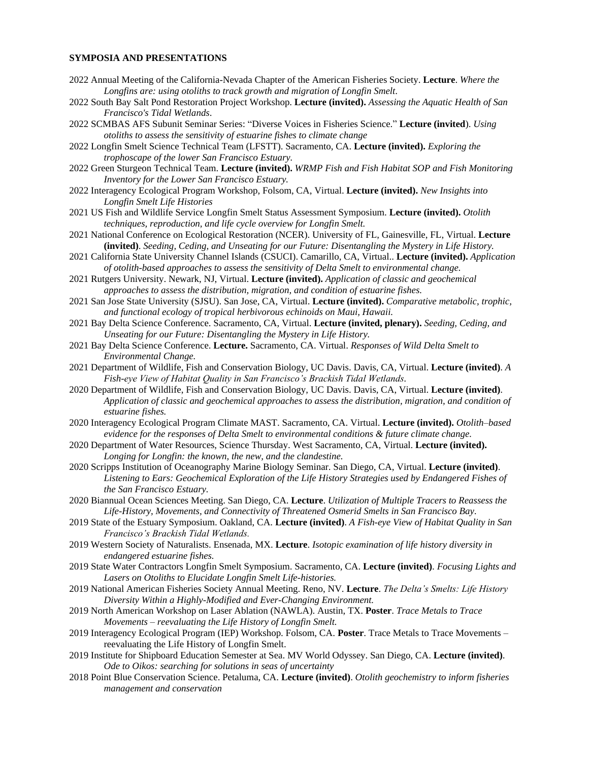**SYMPOSIA AND PRESENTATIONS**

2022 Annual Meeting of the California-Nevada Chapter of the American Fisheries Society. **Lecture**. *Where the Longfins are: using otoliths to track growth and migration of Longfin Smelt*.

2022 South Bay Salt Pond Restoration Project Workshop. **Lecture (invited).** *Assessing the Aquatic Health of San Francisco's Tidal Wetlands*.

2022 SCMBAS AFS Subunit Seminar Series: "Diverse Voices in Fisheries Science." **Lecture (invited**). *Using otoliths to assess the sensitivity of estuarine fishes to climate change*

2022 Longfin Smelt Science Technical Team (LFSTT). Sacramento, CA. **Lecture (invited).** *Exploring the trophoscape of the lower San Francisco Estuary.*

2022 Green Sturgeon Technical Team. **Lecture (invited).** *WRMP Fish and Fish Habitat SOP and Fish Monitoring Inventory for the Lower San Francisco Estuary.*

2022 Interagency Ecological Program Workshop, Folsom, CA, Virtual. **Lecture (invited).** *New Insights into Longfin Smelt Life Histories*

2021 US Fish and Wildlife Service Longfin Smelt Status Assessment Symposium. **Lecture (invited).** *Otolith techniques, reproduction, and life cycle overview for Longfin Smelt.*

2021 National Conference on Ecological Restoration (NCER). University of FL, Gainesville, FL, Virtual. **Lecture (invited)**. *Seeding, Ceding, and Unseating for our Future: Disentangling the Mystery in Life History.*

2021 California State University Channel Islands (CSUCI). Camarillo, CA, Virtual.. **Lecture (invited).** *Application of otolith-based approaches to assess the sensitivity of Delta Smelt to environmental change.*

2021 Rutgers University. Newark, NJ, Virtual. **Lecture (invited).** *Application of classic and geochemical approaches to assess the distribution, migration, and condition of estuarine fishes.*

2021 San Jose State University (SJSU). San Jose, CA, Virtual. **Lecture (invited).** *Comparative metabolic, trophic, and functional ecology of tropical herbivorous echinoids on Maui, Hawaii.*

2021 Bay Delta Science Conference. Sacramento, CA, Virtual. **Lecture (invited, plenary).** *Seeding, Ceding, and Unseating for our Future: Disentangling the Mystery in Life History.*

2021 Bay Delta Science Conference. **Lecture.** Sacramento, CA. Virtual. *Responses of Wild Delta Smelt to Environmental Change.*

2021 Department of Wildlife, Fish and Conservation Biology, UC Davis. Davis, CA, Virtual. **Lecture (invited)**. *A Fish-eye View of Habitat Quality in San Francisco's Brackish Tidal Wetlands.*

2020 Department of Wildlife, Fish and Conservation Biology, UC Davis. Davis, CA, Virtual. **Lecture (invited)**. *Application of classic and geochemical approaches to assess the distribution, migration, and condition of estuarine fishes.*

2020 Interagency Ecological Program Climate MAST. Sacramento, CA. Virtual. **Lecture (invited).** *Otolith–based evidence for the responses of Delta Smelt to environmental conditions & future climate change.*

2020 Department of Water Resources, Science Thursday. West Sacramento, CA, Virtual. **Lecture (invited).** *Longing for Longfin: the known, the new, and the clandestine.*

2020 Scripps Institution of Oceanography Marine Biology Seminar. San Diego, CA, Virtual. **Lecture (invited)**. *Listening to Ears: Geochemical Exploration of the Life History Strategies used by Endangered Fishes of the San Francisco Estuary.*

2020 Biannual Ocean Sciences Meeting. San Diego, CA. **Lecture**. *Utilization of Multiple Tracers to Reassess the Life-History, Movements, and Connectivity of Threatened Osmerid Smelts in San Francisco Bay.*

2019 State of the Estuary Symposium. Oakland, CA. **Lecture (invited)**. *A Fish-eye View of Habitat Quality in San Francisco's Brackish Tidal Wetlands.*

2019 Western Society of Naturalists. Ensenada, MX. **Lecture**. *Isotopic examination of life history diversity in endangered estuarine fishes.*

2019 State Water Contractors Longfin Smelt Symposium. Sacramento, CA. **Lecture (invited)**. *Focusing Lights and Lasers on Otoliths to Elucidate Longfin Smelt Life-histories.*

2019 National American Fisheries Society Annual Meeting. Reno, NV. **Lecture**. *The Delta's Smelts: Life History Diversity Within a Highly-Modified and Ever-Changing Environment.*

2019 North American Workshop on Laser Ablation (NAWLA). Austin, TX. **Poster**. *Trace Metals to Trace Movements – reevaluating the Life History of Longfin Smelt.*

2019 Interagency Ecological Program (IEP) Workshop. Folsom, CA. **Poster**. Trace Metals to Trace Movements – reevaluating the Life History of Longfin Smelt.

2019 Institute for Shipboard Education Semester at Sea. MV World Odyssey. San Diego, CA. **Lecture (invited)**. *Ode to Oikos: searching for solutions in seas of uncertainty*

2018 Point Blue Conservation Science. Petaluma, CA. **Lecture (invited)**. *Otolith geochemistry to inform fisheries management and conservation*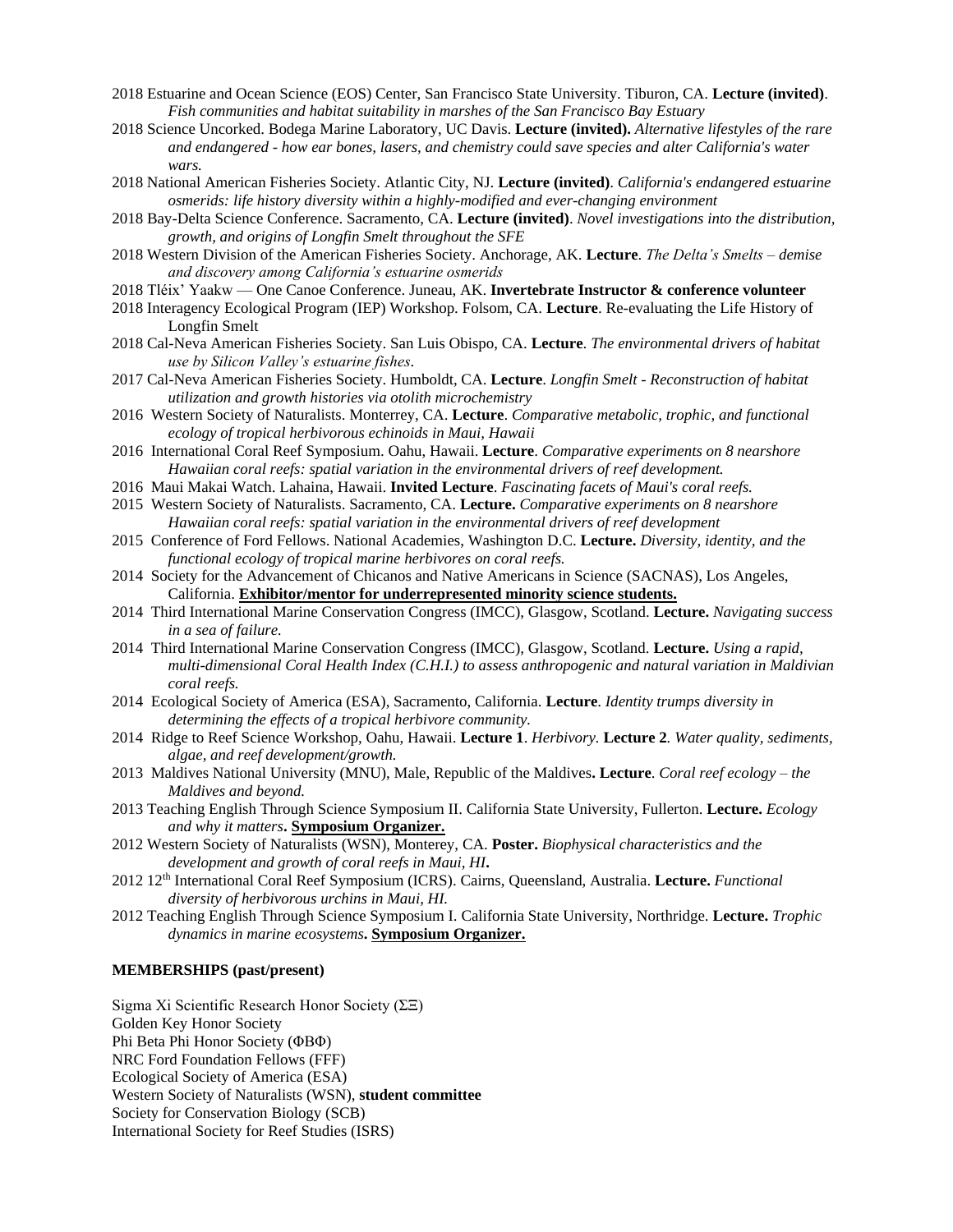2018 Estuarine and Ocean Science (EOS) Center, San Francisco State University. Tiburon, CA. **Lecture (invited)**. *Fish communities and habitat suitability in marshes of the San Francisco Bay Estuary*

2018 Science Uncorked. Bodega Marine Laboratory, UC Davis. **Lecture (invited).** *Alternative lifestyles of the rare and endangered - how ear bones, lasers, and chemistry could save species and alter California's water wars.*

2018 National American Fisheries Society. Atlantic City, NJ. **Lecture (invited)**. *California's endangered estuarine osmerids: life history diversity within a highly-modified and ever-changing environment*

2018 Bay-Delta Science Conference. Sacramento, CA. **Lecture (invited)**. *Novel investigations into the distribution, growth, and origins of Longfin Smelt throughout the SFE*

2018 Western Division of the American Fisheries Society. Anchorage, AK. **Lecture**. *The Delta's Smelts – demise and discovery among California's estuarine osmerids*

2018 Tléix' Yaakw — One Canoe Conference. Juneau, AK. **Invertebrate Instructor & conference volunteer**

2018 Interagency Ecological Program (IEP) Workshop. Folsom, CA. **Lecture**. Re-evaluating the Life History of Longfin Smelt

2018 Cal-Neva American Fisheries Society. San Luis Obispo, CA. **Lecture**. *The environmental drivers of habitat use by Silicon Valley's estuarine fishes*.

2017 Cal-Neva American Fisheries Society. Humboldt, CA. **Lecture**. *Longfin Smelt - Reconstruction of habitat utilization and growth histories via otolith microchemistry*

2016 Western Society of Naturalists. Monterrey, CA. **Lecture**. *Comparative metabolic, trophic, and functional ecology of tropical herbivorous echinoids in Maui, Hawaii*

2016 International Coral Reef Symposium. Oahu, Hawaii. **Lecture**. *Comparative experiments on 8 nearshore Hawaiian coral reefs: spatial variation in the environmental drivers of reef development.*

2016 Maui Makai Watch. Lahaina, Hawaii. **Invited Lecture**. *Fascinating facets of Maui's coral reefs.*

2015 Western Society of Naturalists. Sacramento, CA. **Lecture.** *Comparative experiments on 8 nearshore Hawaiian coral reefs: spatial variation in the environmental drivers of reef development*

2015 Conference of Ford Fellows. National Academies, Washington D.C. **Lecture.** *Diversity, identity, and the functional ecology of tropical marine herbivores on coral reefs.*

2014 Society for the Advancement of Chicanos and Native Americans in Science (SACNAS), Los Angeles, California. **<u>Exhibitor/mentor for underrepresented minority science students.</u>**

2014 Third International Marine Conservation Congress (IMCC), Glasgow, Scotland. **Lecture.** *Navigating success in a sea of failure.*

2014 Third International Marine Conservation Congress (IMCC), Glasgow, Scotland. **Lecture.** *Using a rapid, multi-dimensional Coral Health Index (C.H.I.) to assess anthropogenic and natural variation in Maldivian coral reefs.*

2014 Ecological Society of America (ESA), Sacramento, California. **Lecture**. *Identity trumps diversity in determining the effects of a tropical herbivore community.*

2014 Ridge to Reef Science Workshop, Oahu, Hawaii. **Lecture 1**. *Herbivory.* **Lecture 2**. *Water quality, sediments, algae, and reef development/growth.*

2013 Maldives National University (MNU), Male, Republic of the Maldives**. Lecture**. *Coral reef ecology – the Maldives and beyond.*

2013 Teaching English Through Science Symposium II. California State University, Fullerton. **Lecture.** *Ecology and why it matters***. <u>Symposium Organizer.</u>**

2012 Western Society of Naturalists (WSN), Monterey, CA. **Poster.** *Biophysical characteristics and the development and growth of coral reefs in Maui, HI***.**

2012 12th International Coral Reef Symposium (ICRS). Cairns, Queensland, Australia. **Lecture.** *Functional diversity of herbivorous urchins in Maui, HI.*

2012 Teaching English Through Science Symposium I. California State University, Northridge. **Lecture.** *Trophic dynamics in marine ecosystems***. <u>Symposium Organizer.</u>**

**MEMBERSHIPS (past/present)**

Sigma Xi Scientific Research Honor Society (ΣΞ)
Golden Key Honor Society
Phi Beta Phi Honor Society (ΦΒΦ)
NRC Ford Foundation Fellows (FFF)
Ecological Society of America (ESA)
Western Society of Naturalists (WSN), **student committee**
Society for Conservation Biology (SCB)
International Society for Reef Studies (ISRS)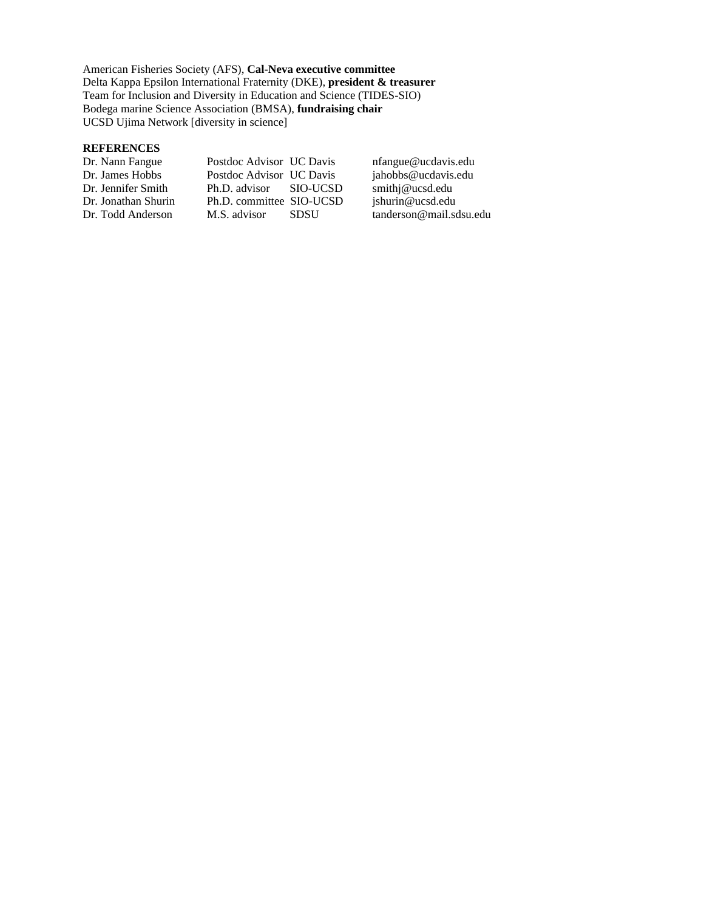American Fisheries Society (AFS), **Cal-Neva executive committee**
Delta Kappa Epsilon International Fraternity (DKE), **president & treasurer**
Team for Inclusion and Diversity in Education and Science (TIDES-SIO)
Bodega marine Science Association (BMSA), **fundraising chair**
UCSD Ujima Network [diversity in science]

**REFERENCES**

| | | | |
|---|---|---|---|
| Dr. Nann Fangue | Postdoc Advisor | UC Davis | nfangue@ucdavis.edu |
| Dr. James Hobbs | Postdoc Advisor | UC Davis | jahobbs@ucdavis.edu |
| Dr. Jennifer Smith | Ph.D. advisor | SIO-UCSD | smithj@ucsd.edu |
| Dr. Jonathan Shurin | Ph.D. committee | SIO-UCSD | jshurin@ucsd.edu |
| Dr. Todd Anderson | M.S. advisor | SDSU | tanderson@mail.sdsu.edu |